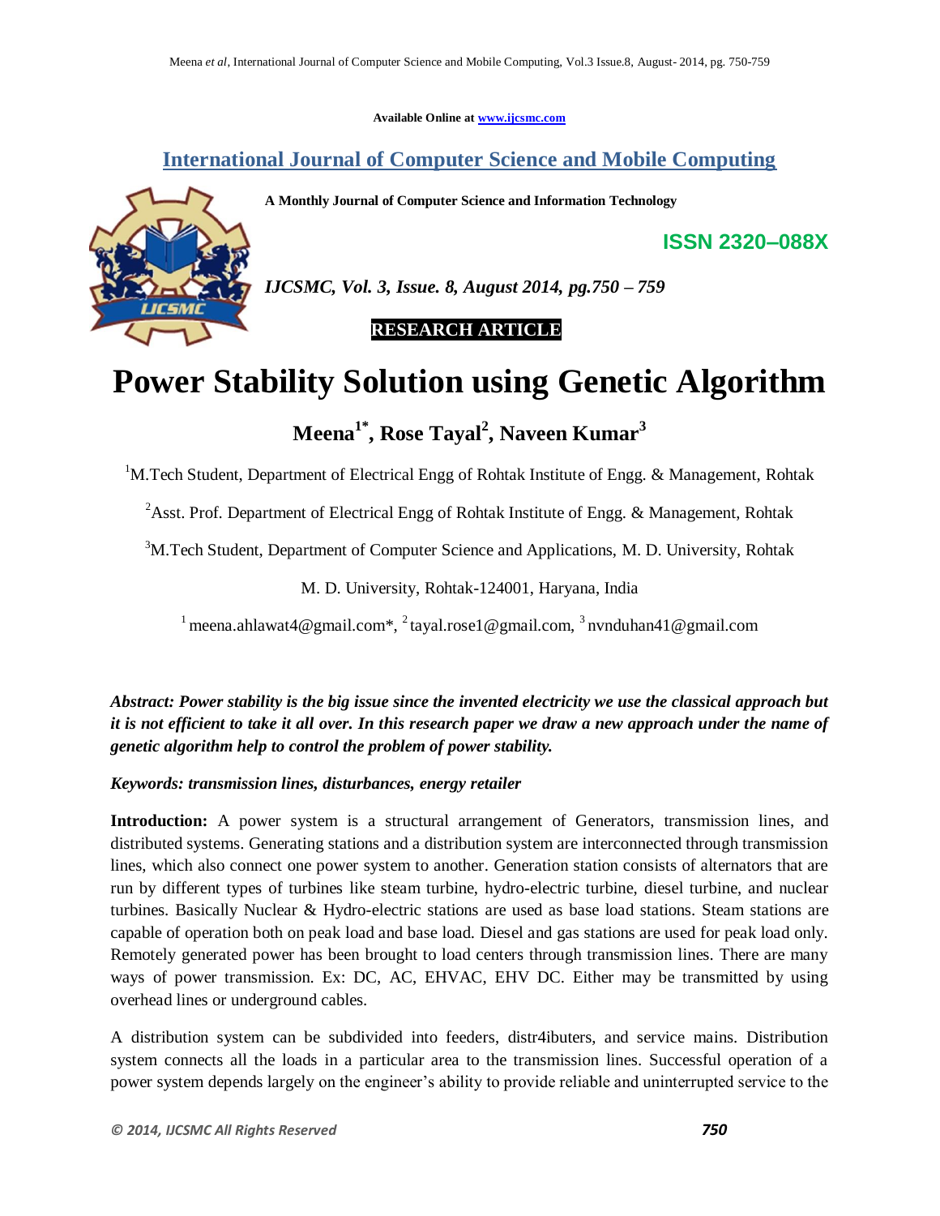Available Online at www.ijcsmc.com

# International Journal of Computer Science and Mobile Computing

**A Monthly Journal of Computer Science and Information Technology**

**ISSN 2320–088X**

*IJCSMC, Vol. 3, Issue. 8, August 2014, pg.750 – 759*

**RESEARCH ARTICLE**

# Power Stability Solution using Genetic Algorithm

**Meena[1*], Rose Tayal[2], Naveen Kumar[3]**

[1]M.Tech Student, Department of Electrical Engg of Rohtak Institute of Engg. & Management, Rohtak

[2]Asst. Prof. Department of Electrical Engg of Rohtak Institute of Engg. & Management, Rohtak

[3]M.Tech Student, Department of Computer Science and Applications, M. D. University, Rohtak

M. D. University, Rohtak-124001, Haryana, India

[1] meena.ahlawat4@gmail.com*, [2] tayal.rose1@gmail.com, [3] nvnduhan41@gmail.com

***Abstract: Power stability is the big issue since the invented electricity we use the classical approach but it is not efficient to take it all over. In this research paper we draw a new approach under the name of genetic algorithm help to control the problem of power stability.***

***Keywords: transmission lines, disturbances, energy retailer***

**Introduction:** A power system is a structural arrangement of Generators, transmission lines, and distributed systems. Generating stations and a distribution system are interconnected through transmission lines, which also connect one power system to another. Generation station consists of alternators that are run by different types of turbines like steam turbine, hydro-electric turbine, diesel turbine, and nuclear turbines. Basically Nuclear & Hydro-electric stations are used as base load stations. Steam stations are capable of operation both on peak load and base load. Diesel and gas stations are used for peak load only. Remotely generated power has been brought to load centers through transmission lines. There are many ways of power transmission. Ex: DC, AC, EHVAC, EHV DC. Either may be transmitted by using overhead lines or underground cables.

A distribution system can be subdivided into feeders, distr4ibuters, and service mains. Distribution system connects all the loads in a particular area to the transmission lines. Successful operation of a power system depends largely on the engineer's ability to provide reliable and uninterrupted service to the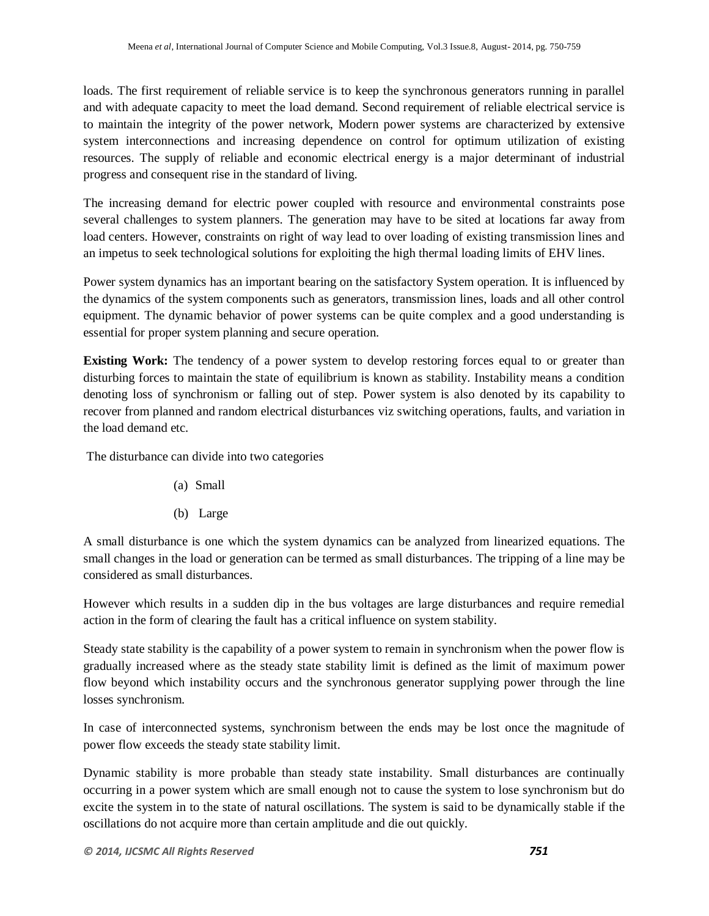loads. The first requirement of reliable service is to keep the synchronous generators running in parallel and with adequate capacity to meet the load demand. Second requirement of reliable electrical service is to maintain the integrity of the power network, Modern power systems are characterized by extensive system interconnections and increasing dependence on control for optimum utilization of existing resources. The supply of reliable and economic electrical energy is a major determinant of industrial progress and consequent rise in the standard of living.

The increasing demand for electric power coupled with resource and environmental constraints pose several challenges to system planners. The generation may have to be sited at locations far away from load centers. However, constraints on right of way lead to over loading of existing transmission lines and an impetus to seek technological solutions for exploiting the high thermal loading limits of EHV lines.

Power system dynamics has an important bearing on the satisfactory System operation. It is influenced by the dynamics of the system components such as generators, transmission lines, loads and all other control equipment. The dynamic behavior of power systems can be quite complex and a good understanding is essential for proper system planning and secure operation.

**Existing Work:** The tendency of a power system to develop restoring forces equal to or greater than disturbing forces to maintain the state of equilibrium is known as stability. Instability means a condition denoting loss of synchronism or falling out of step. Power system is also denoted by its capability to recover from planned and random electrical disturbances viz switching operations, faults, and variation in the load demand etc.

The disturbance can divide into two categories

(a) Small

(b) Large

A small disturbance is one which the system dynamics can be analyzed from linearized equations. The small changes in the load or generation can be termed as small disturbances. The tripping of a line may be considered as small disturbances.

However which results in a sudden dip in the bus voltages are large disturbances and require remedial action in the form of clearing the fault has a critical influence on system stability.

Steady state stability is the capability of a power system to remain in synchronism when the power flow is gradually increased where as the steady state stability limit is defined as the limit of maximum power flow beyond which instability occurs and the synchronous generator supplying power through the line losses synchronism.

In case of interconnected systems, synchronism between the ends may be lost once the magnitude of power flow exceeds the steady state stability limit.

Dynamic stability is more probable than steady state instability. Small disturbances are continually occurring in a power system which are small enough not to cause the system to lose synchronism but do excite the system in to the state of natural oscillations. The system is said to be dynamically stable if the oscillations do not acquire more than certain amplitude and die out quickly.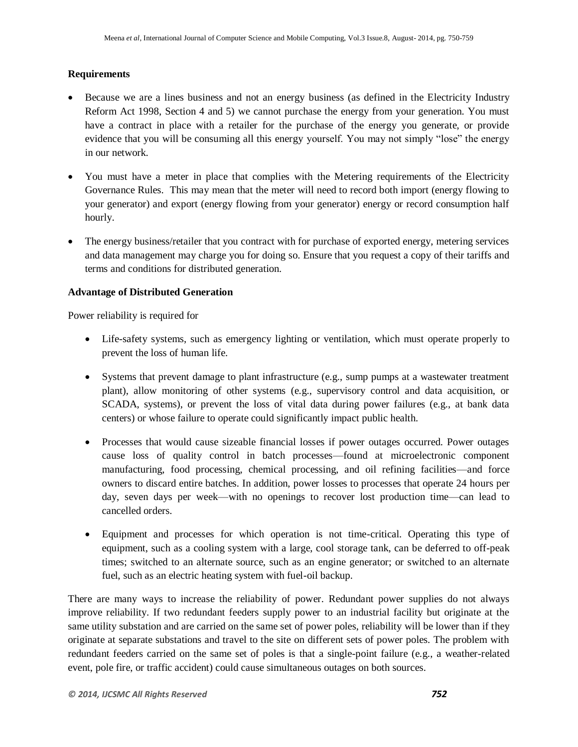**Requirements**

- Because we are a lines business and not an energy business (as defined in the Electricity Industry Reform Act 1998, Section 4 and 5) we cannot purchase the energy from your generation. You must have a contract in place with a retailer for the purchase of the energy you generate, or provide evidence that you will be consuming all this energy yourself. You may not simply "lose" the energy in our network.
- You must have a meter in place that complies with the Metering requirements of the Electricity Governance Rules. This may mean that the meter will need to record both import (energy flowing to your generator) and export (energy flowing from your generator) energy or record consumption half hourly.
- The energy business/retailer that you contract with for purchase of exported energy, metering services and data management may charge you for doing so. Ensure that you request a copy of their tariffs and terms and conditions for distributed generation.

**Advantage of Distributed Generation**

Power reliability is required for

- Life-safety systems, such as emergency lighting or ventilation, which must operate properly to prevent the loss of human life.
- Systems that prevent damage to plant infrastructure (e.g., sump pumps at a wastewater treatment plant), allow monitoring of other systems (e.g., supervisory control and data acquisition, or SCADA, systems), or prevent the loss of vital data during power failures (e.g., at bank data centers) or whose failure to operate could significantly impact public health.
- Processes that would cause sizeable financial losses if power outages occurred. Power outages cause loss of quality control in batch processes—found at microelectronic component manufacturing, food processing, chemical processing, and oil refining facilities—and force owners to discard entire batches. In addition, power losses to processes that operate 24 hours per day, seven days per week—with no openings to recover lost production time—can lead to cancelled orders.
- Equipment and processes for which operation is not time-critical. Operating this type of equipment, such as a cooling system with a large, cool storage tank, can be deferred to off-peak times; switched to an alternate source, such as an engine generator; or switched to an alternate fuel, such as an electric heating system with fuel-oil backup.

There are many ways to increase the reliability of power. Redundant power supplies do not always improve reliability. If two redundant feeders supply power to an industrial facility but originate at the same utility substation and are carried on the same set of power poles, reliability will be lower than if they originate at separate substations and travel to the site on different sets of power poles. The problem with redundant feeders carried on the same set of poles is that a single-point failure (e.g., a weather-related event, pole fire, or traffic accident) could cause simultaneous outages on both sources.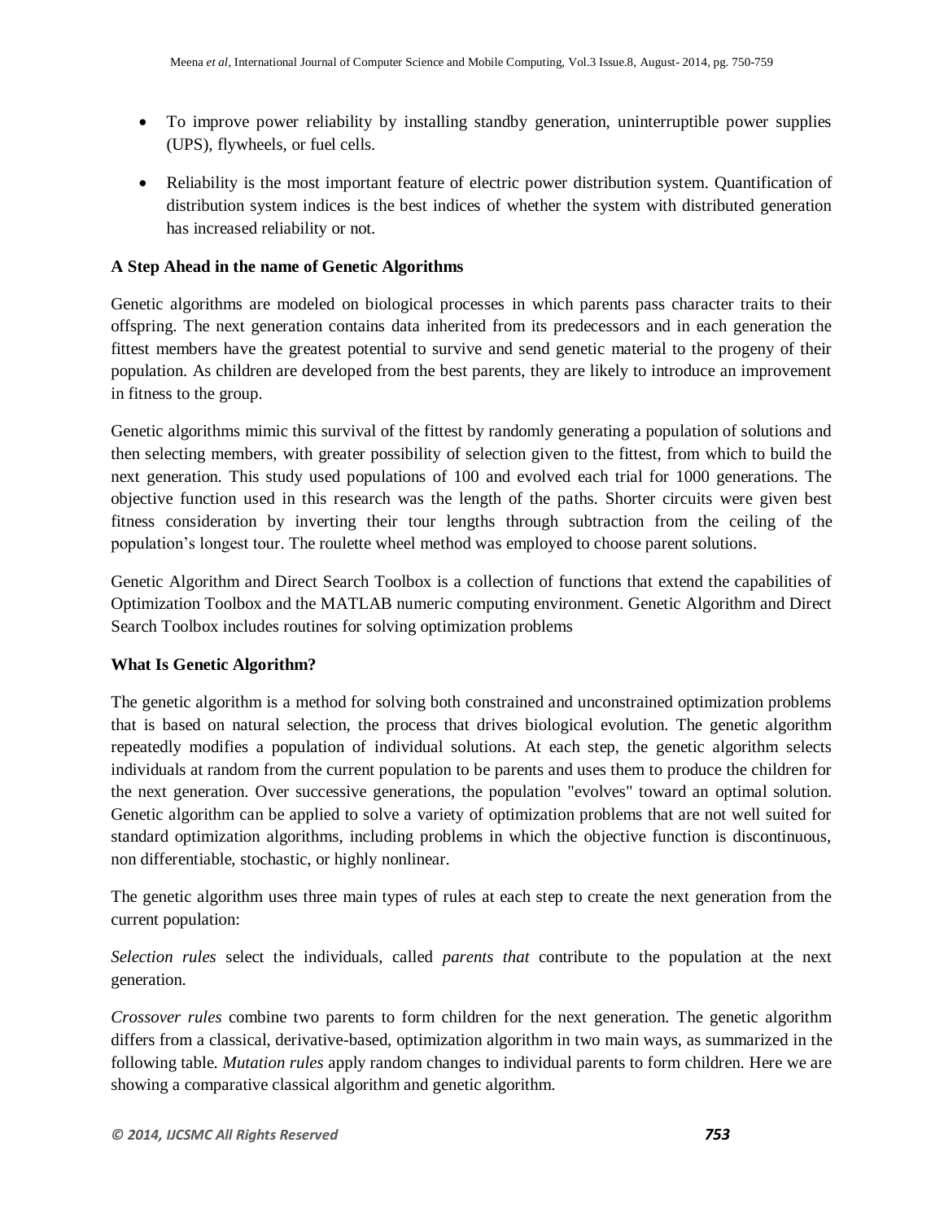- To improve power reliability by installing standby generation, uninterruptible power supplies (UPS), flywheels, or fuel cells.
- Reliability is the most important feature of electric power distribution system. Quantification of distribution system indices is the best indices of whether the system with distributed generation has increased reliability or not.

**A Step Ahead in the name of Genetic Algorithms**

Genetic algorithms are modeled on biological processes in which parents pass character traits to their offspring. The next generation contains data inherited from its predecessors and in each generation the fittest members have the greatest potential to survive and send genetic material to the progeny of their population. As children are developed from the best parents, they are likely to introduce an improvement in fitness to the group.

Genetic algorithms mimic this survival of the fittest by randomly generating a population of solutions and then selecting members, with greater possibility of selection given to the fittest, from which to build the next generation. This study used populations of 100 and evolved each trial for 1000 generations. The objective function used in this research was the length of the paths. Shorter circuits were given best fitness consideration by inverting their tour lengths through subtraction from the ceiling of the population's longest tour. The roulette wheel method was employed to choose parent solutions.

Genetic Algorithm and Direct Search Toolbox is a collection of functions that extend the capabilities of Optimization Toolbox and the MATLAB numeric computing environment. Genetic Algorithm and Direct Search Toolbox includes routines for solving optimization problems

**What Is Genetic Algorithm?**

The genetic algorithm is a method for solving both constrained and unconstrained optimization problems that is based on natural selection, the process that drives biological evolution. The genetic algorithm repeatedly modifies a population of individual solutions. At each step, the genetic algorithm selects individuals at random from the current population to be parents and uses them to produce the children for the next generation. Over successive generations, the population "evolves" toward an optimal solution. Genetic algorithm can be applied to solve a variety of optimization problems that are not well suited for standard optimization algorithms, including problems in which the objective function is discontinuous, non differentiable, stochastic, or highly nonlinear.

The genetic algorithm uses three main types of rules at each step to create the next generation from the current population:

*Selection rules* select the individuals, called *parents that* contribute to the population at the next generation.

*Crossover rules* combine two parents to form children for the next generation. The genetic algorithm differs from a classical, derivative-based, optimization algorithm in two main ways, as summarized in the following table. *Mutation rules* apply random changes to individual parents to form children. Here we are showing a comparative classical algorithm and genetic algorithm.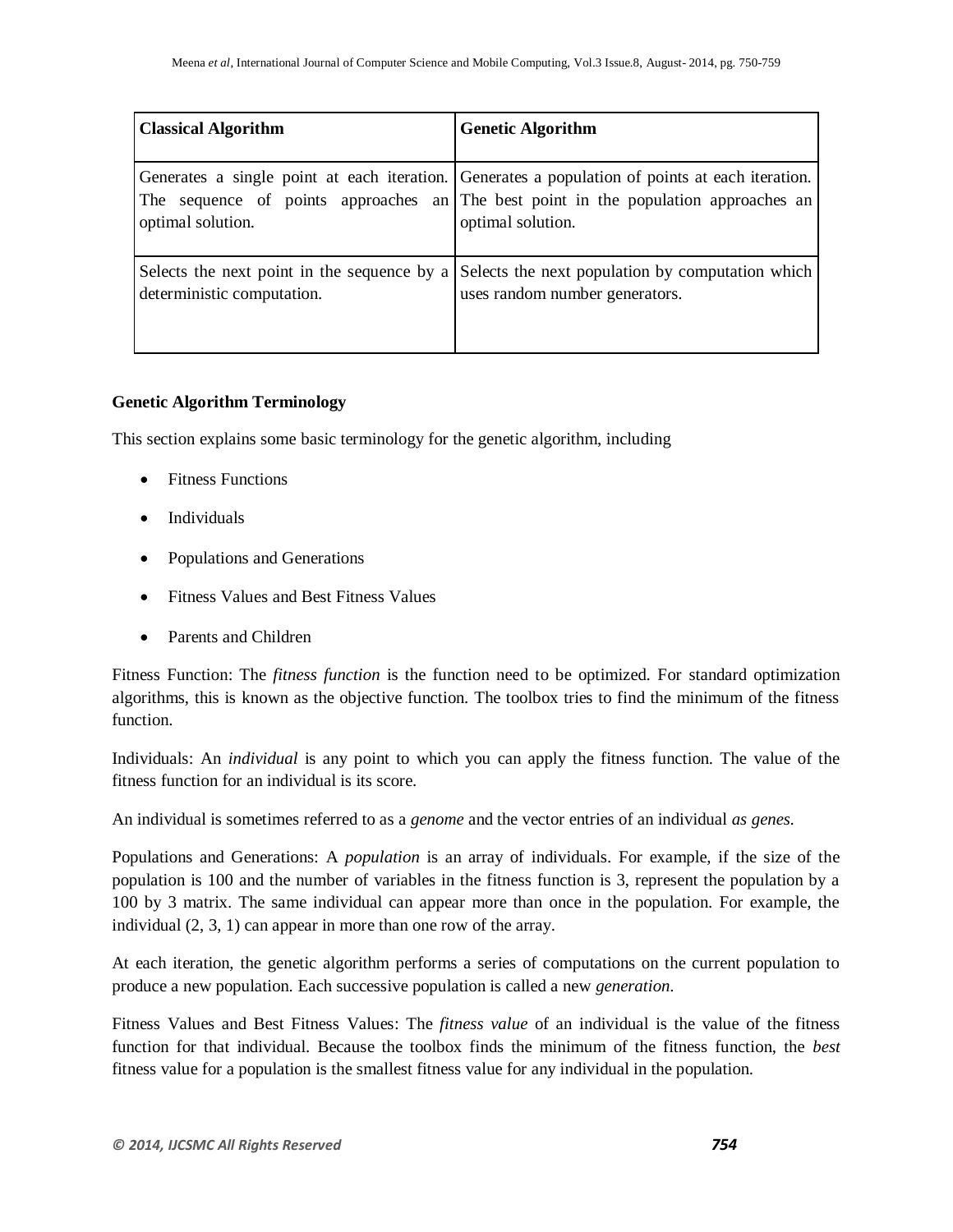| **Classical Algorithm** | **Genetic Algorithm** |
|---|---|
| Generates a single point at each iteration. The sequence of points approaches an optimal solution. | Generates a population of points at each iteration. The best point in the population approaches an optimal solution. |
| Selects the next point in the sequence by a deterministic computation. | Selects the next population by computation which uses random number generators. |

**Genetic Algorithm Terminology**

This section explains some basic terminology for the genetic algorithm, including

- Fitness Functions
- Individuals
- Populations and Generations
- Fitness Values and Best Fitness Values
- Parents and Children

Fitness Function: The *fitness function* is the function need to be optimized. For standard optimization algorithms, this is known as the objective function. The toolbox tries to find the minimum of the fitness function.

Individuals: An *individual* is any point to which you can apply the fitness function. The value of the fitness function for an individual is its score.

An individual is sometimes referred to as a *genome* and the vector entries of an individual *as genes.*

Populations and Generations: A *population* is an array of individuals. For example, if the size of the population is 100 and the number of variables in the fitness function is 3, represent the population by a 100 by 3 matrix. The same individual can appear more than once in the population. For example, the individual (2, 3, 1) can appear in more than one row of the array.

At each iteration, the genetic algorithm performs a series of computations on the current population to produce a new population. Each successive population is called a new *generation*.

Fitness Values and Best Fitness Values: The *fitness value* of an individual is the value of the fitness function for that individual. Because the toolbox finds the minimum of the fitness function, the *best* fitness value for a population is the smallest fitness value for any individual in the population.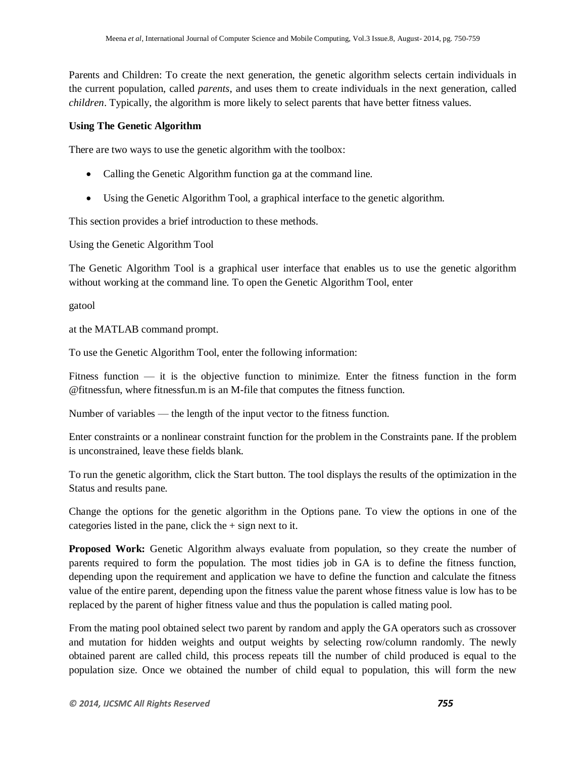Parents and Children: To create the next generation, the genetic algorithm selects certain individuals in the current population, called *parents*, and uses them to create individuals in the next generation, called *children*. Typically, the algorithm is more likely to select parents that have better fitness values.

**Using The Genetic Algorithm**

There are two ways to use the genetic algorithm with the toolbox:

- Calling the Genetic Algorithm function ga at the command line.
- Using the Genetic Algorithm Tool, a graphical interface to the genetic algorithm.

This section provides a brief introduction to these methods.

Using the Genetic Algorithm Tool

The Genetic Algorithm Tool is a graphical user interface that enables us to use the genetic algorithm without working at the command line. To open the Genetic Algorithm Tool, enter

gatool

at the MATLAB command prompt.

To use the Genetic Algorithm Tool, enter the following information:

Fitness function — it is the objective function to minimize. Enter the fitness function in the form @fitnessfun, where fitnessfun.m is an M-file that computes the fitness function.

Number of variables — the length of the input vector to the fitness function.

Enter constraints or a nonlinear constraint function for the problem in the Constraints pane. If the problem is unconstrained, leave these fields blank.

To run the genetic algorithm, click the Start button. The tool displays the results of the optimization in the Status and results pane.

Change the options for the genetic algorithm in the Options pane. To view the options in one of the categories listed in the pane, click the + sign next to it.

**Proposed Work:** Genetic Algorithm always evaluate from population, so they create the number of parents required to form the population. The most tidies job in GA is to define the fitness function, depending upon the requirement and application we have to define the function and calculate the fitness value of the entire parent, depending upon the fitness value the parent whose fitness value is low has to be replaced by the parent of higher fitness value and thus the population is called mating pool.

From the mating pool obtained select two parent by random and apply the GA operators such as crossover and mutation for hidden weights and output weights by selecting row/column randomly. The newly obtained parent are called child, this process repeats till the number of child produced is equal to the population size. Once we obtained the number of child equal to population, this will form the new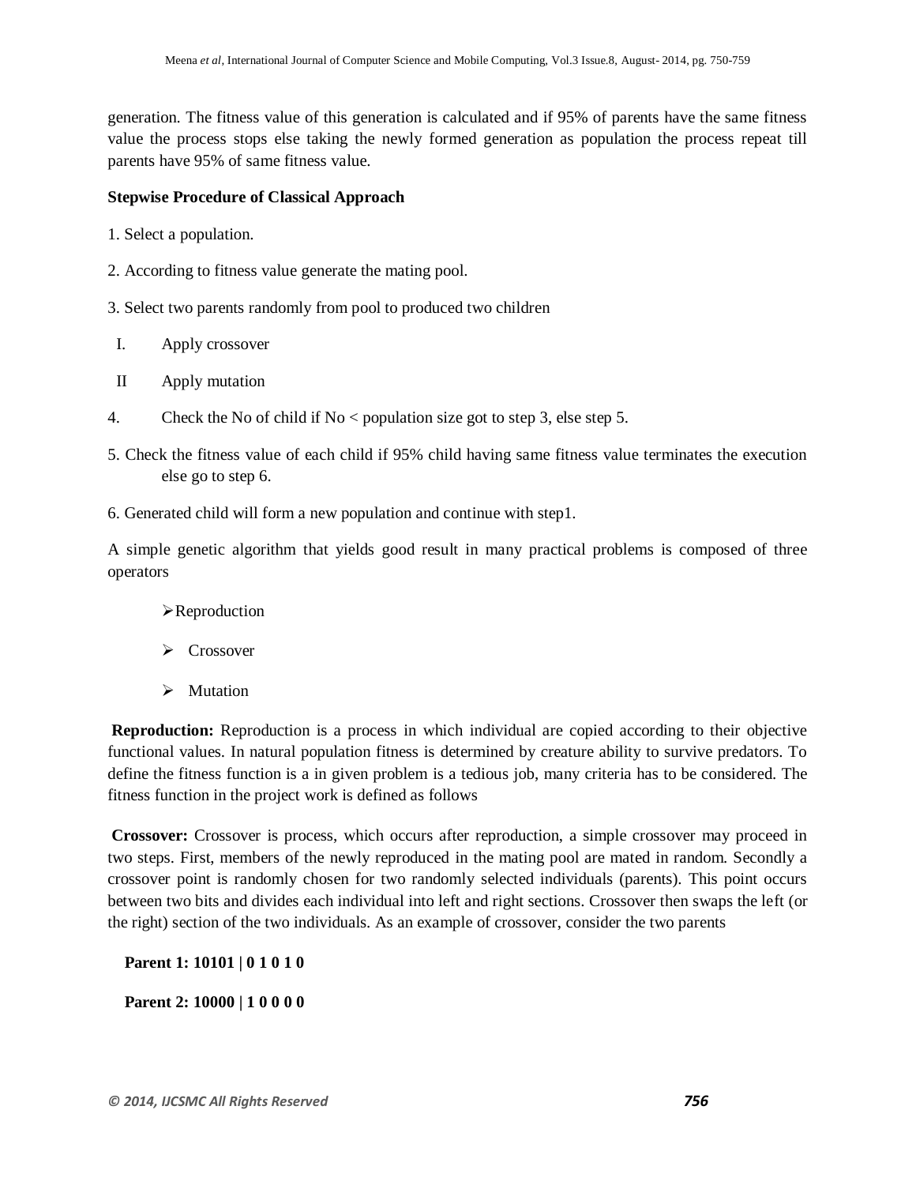generation. The fitness value of this generation is calculated and if 95% of parents have the same fitness value the process stops else taking the newly formed generation as population the process repeat till parents have 95% of same fitness value.

**Stepwise Procedure of Classical Approach**

1. Select a population.

2. According to fitness value generate the mating pool.

3. Select two parents randomly from pool to produced two children

   I. Apply crossover

   II Apply mutation

4. Check the No of child if No < population size got to step 3, else step 5.

5. Check the fitness value of each child if 95% child having same fitness value terminates the execution else go to step 6.

6. Generated child will form a new population and continue with step1.

A simple genetic algorithm that yields good result in many practical problems is composed of three operators

- Reproduction
- Crossover
- Mutation

**Reproduction:** Reproduction is a process in which individual are copied according to their objective functional values. In natural population fitness is determined by creature ability to survive predators. To define the fitness function is a in given problem is a tedious job, many criteria has to be considered. The fitness function in the project work is defined as follows

**Crossover:** Crossover is process, which occurs after reproduction, a simple crossover may proceed in two steps. First, members of the newly reproduced in the mating pool are mated in random. Secondly a crossover point is randomly chosen for two randomly selected individuals (parents). This point occurs between two bits and divides each individual into left and right sections. Crossover then swaps the left (or the right) section of the two individuals. As an example of crossover, consider the two parents

**Parent 1: 10101 | 0 1 0 1 0**

**Parent 2: 10000 | 1 0 0 0 0**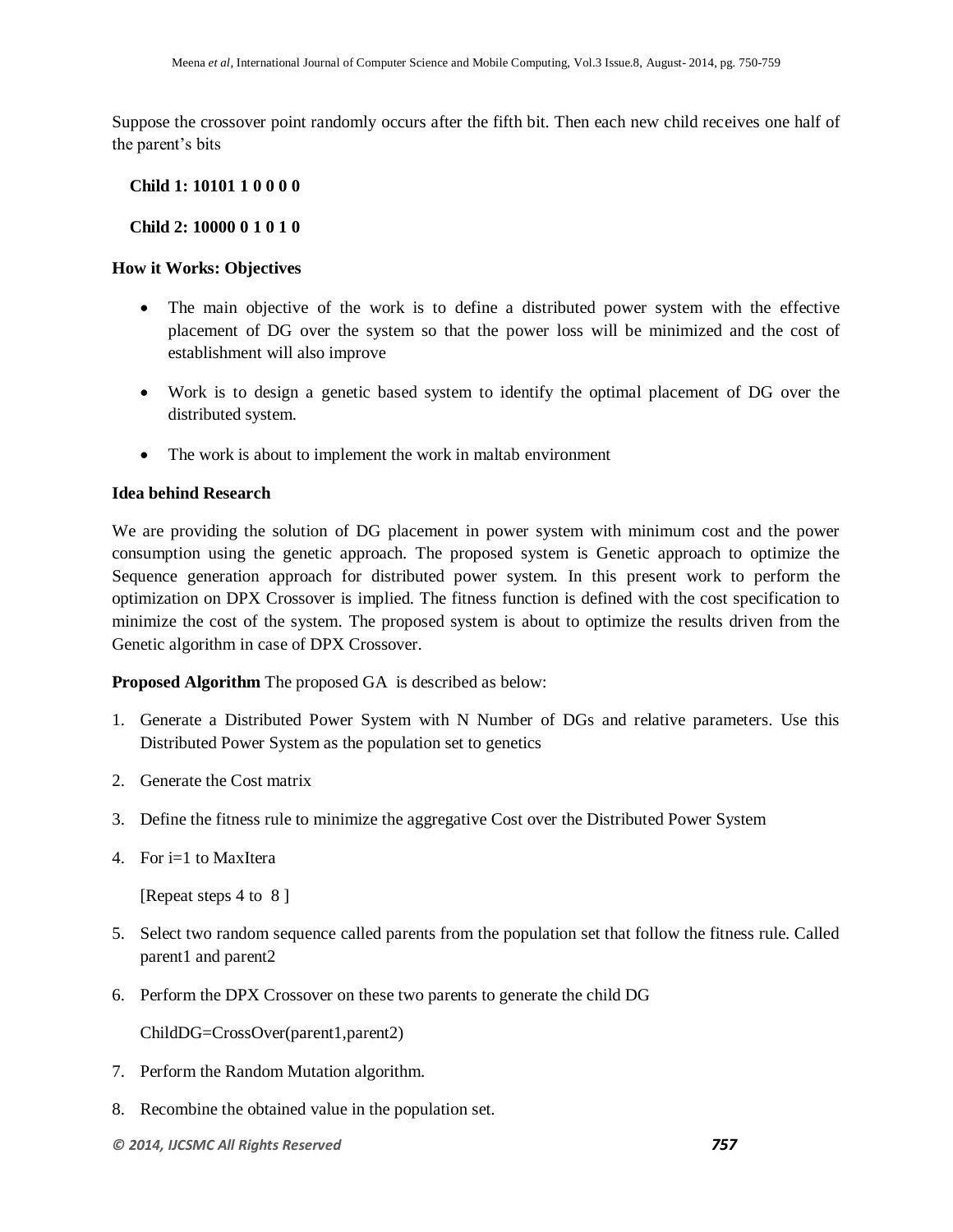Suppose the crossover point randomly occurs after the fifth bit. Then each new child receives one half of the parent's bits

**Child 1: 10101 1 0 0 0 0**

**Child 2: 10000 0 1 0 1 0**

**How it Works: Objectives**

- The main objective of the work is to define a distributed power system with the effective placement of DG over the system so that the power loss will be minimized and the cost of establishment will also improve
- Work is to design a genetic based system to identify the optimal placement of DG over the distributed system.
- The work is about to implement the work in maltab environment

**Idea behind Research**

We are providing the solution of DG placement in power system with minimum cost and the power consumption using the genetic approach. The proposed system is Genetic approach to optimize the Sequence generation approach for distributed power system. In this present work to perform the optimization on DPX Crossover is implied. The fitness function is defined with the cost specification to minimize the cost of the system. The proposed system is about to optimize the results driven from the Genetic algorithm in case of DPX Crossover.

**Proposed Algorithm** The proposed GA is described as below:

1. Generate a Distributed Power System with N Number of DGs and relative parameters. Use this Distributed Power System as the population set to genetics
2. Generate the Cost matrix
3. Define the fitness rule to minimize the aggregative Cost over the Distributed Power System
4. For i=1 to MaxItera

   [Repeat steps 4 to 8 ]
5. Select two random sequence called parents from the population set that follow the fitness rule. Called parent1 and parent2
6. Perform the DPX Crossover on these two parents to generate the child DG

   ChildDG=CrossOver(parent1,parent2)
7. Perform the Random Mutation algorithm.
8. Recombine the obtained value in the population set.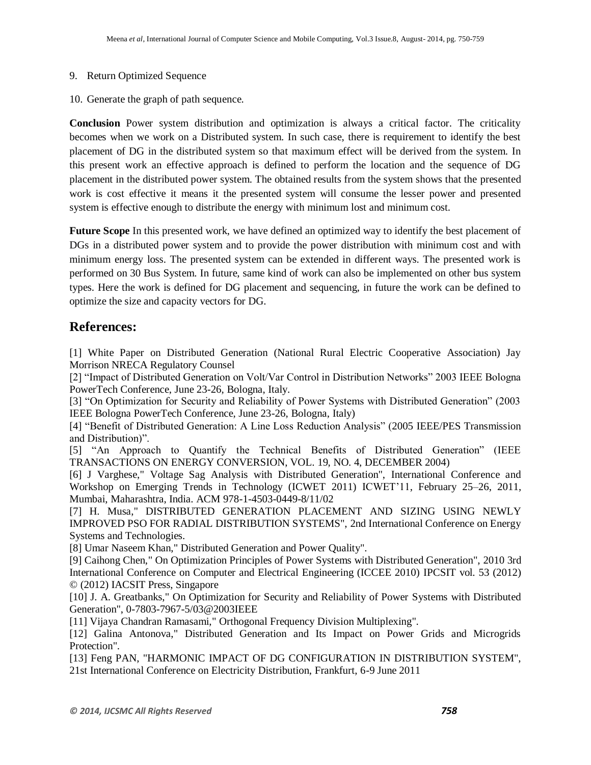9. Return Optimized Sequence

10. Generate the graph of path sequence.

**Conclusion** Power system distribution and optimization is always a critical factor. The criticality becomes when we work on a Distributed system. In such case, there is requirement to identify the best placement of DG in the distributed system so that maximum effect will be derived from the system. In this present work an effective approach is defined to perform the location and the sequence of DG placement in the distributed power system. The obtained results from the system shows that the presented work is cost effective it means it the presented system will consume the lesser power and presented system is effective enough to distribute the energy with minimum lost and minimum cost.

**Future Scope** In this presented work, we have defined an optimized way to identify the best placement of DGs in a distributed power system and to provide the power distribution with minimum cost and with minimum energy loss. The presented system can be extended in different ways. The presented work is performed on 30 Bus System. In future, same kind of work can also be implemented on other bus system types. Here the work is defined for DG placement and sequencing, in future the work can be defined to optimize the size and capacity vectors for DG.

## References:

[1] White Paper on Distributed Generation (National Rural Electric Cooperative Association) Jay Morrison NRECA Regulatory Counsel

[2] "Impact of Distributed Generation on Volt/Var Control in Distribution Networks" 2003 IEEE Bologna PowerTech Conference, June 23-26, Bologna, Italy.

[3] "On Optimization for Security and Reliability of Power Systems with Distributed Generation" (2003 IEEE Bologna PowerTech Conference, June 23-26, Bologna, Italy)

[4] "Benefit of Distributed Generation: A Line Loss Reduction Analysis" (2005 IEEE/PES Transmission and Distribution)".

[5] "An Approach to Quantify the Technical Benefits of Distributed Generation" (IEEE TRANSACTIONS ON ENERGY CONVERSION, VOL. 19, NO. 4, DECEMBER 2004)

[6] J Varghese," Voltage Sag Analysis with Distributed Generation", International Conference and Workshop on Emerging Trends in Technology (ICWET 2011) ICWET'11, February 25–26, 2011, Mumbai, Maharashtra, India. ACM 978-1-4503-0449-8/11/02

[7] H. Musa," DISTRIBUTED GENERATION PLACEMENT AND SIZING USING NEWLY IMPROVED PSO FOR RADIAL DISTRIBUTION SYSTEMS", 2nd International Conference on Energy Systems and Technologies.

[8] Umar Naseem Khan," Distributed Generation and Power Quality".

[9] Caihong Chen," On Optimization Principles of Power Systems with Distributed Generation", 2010 3rd International Conference on Computer and Electrical Engineering (ICCEE 2010) IPCSIT vol. 53 (2012) © (2012) IACSIT Press, Singapore

[10] J. A. Greatbanks," On Optimization for Security and Reliability of Power Systems with Distributed Generation", 0-7803-7967-5/03@2003IEEE

[11] Vijaya Chandran Ramasami," Orthogonal Frequency Division Multiplexing".

[12] Galina Antonova," Distributed Generation and Its Impact on Power Grids and Microgrids Protection".

[13] Feng PAN, "HARMONIC IMPACT OF DG CONFIGURATION IN DISTRIBUTION SYSTEM", 21st International Conference on Electricity Distribution, Frankfurt, 6-9 June 2011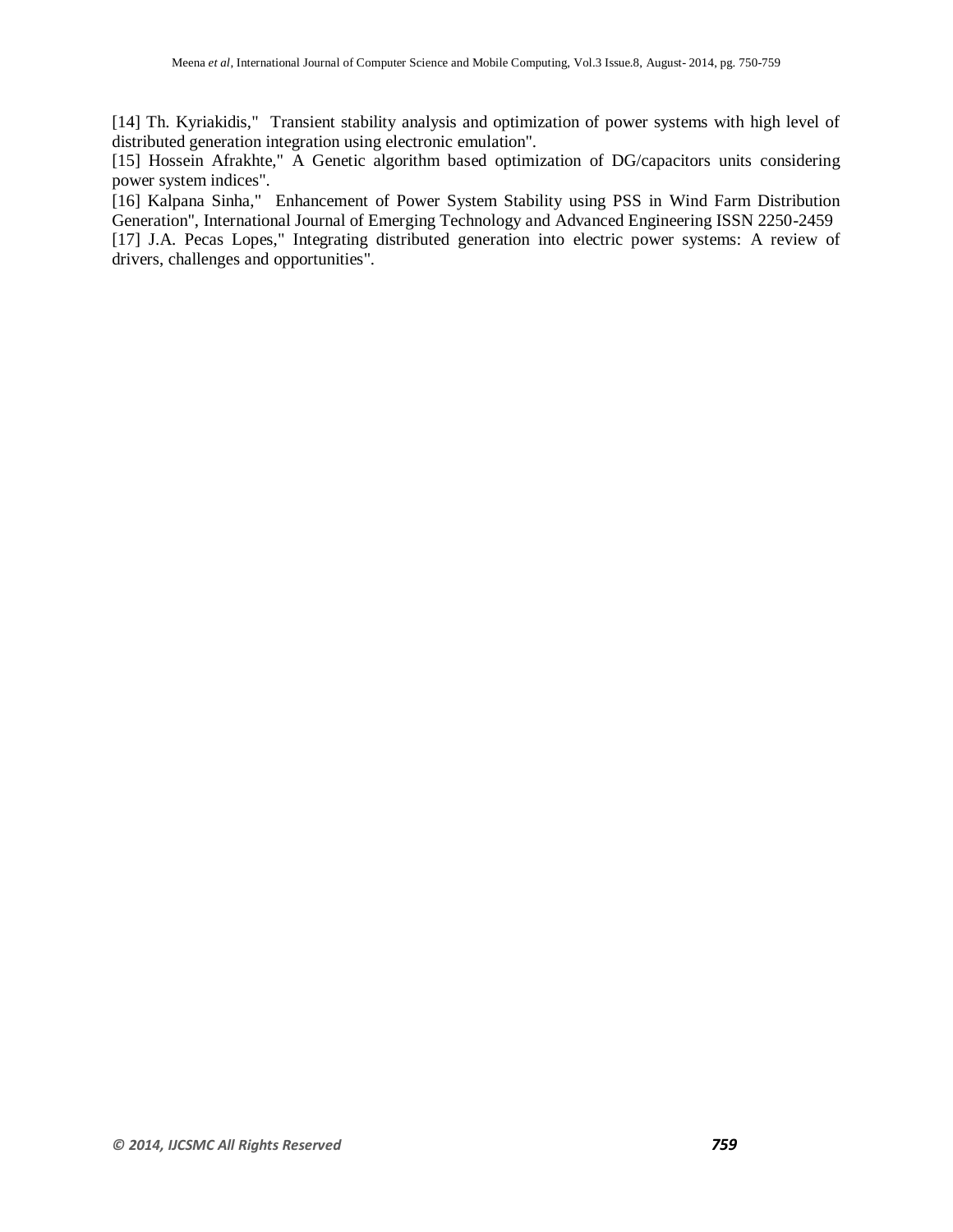[14] Th. Kyriakidis," Transient stability analysis and optimization of power systems with high level of distributed generation integration using electronic emulation".

[15] Hossein Afrakhte," A Genetic algorithm based optimization of DG/capacitors units considering power system indices".

[16] Kalpana Sinha," Enhancement of Power System Stability using PSS in Wind Farm Distribution Generation", International Journal of Emerging Technology and Advanced Engineering ISSN 2250-2459

[17] J.A. Pecas Lopes," Integrating distributed generation into electric power systems: A review of drivers, challenges and opportunities".